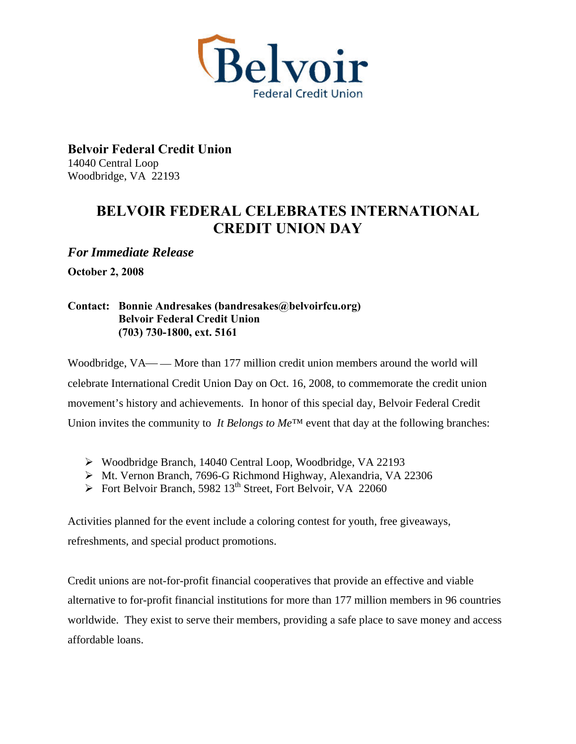Belvoir Federal Credit Union

**Belvoir Federal Credit Union**
14040 Central Loop
Woodbridge, VA 22193

# BELVOIR FEDERAL CELEBRATES INTERNATIONAL CREDIT UNION DAY

***For Immediate Release***

**October 2, 2008**

**Contact: Bonnie Andresakes (bandresakes@belvoirfcu.org)**
**Belvoir Federal Credit Union**
**(703) 730-1800, ext. 5161**

Woodbridge, VA— — More than 177 million credit union members around the world will celebrate International Credit Union Day on Oct. 16, 2008, to commemorate the credit union movement's history and achievements. In honor of this special day, Belvoir Federal Credit Union invites the community to *It Belongs to Me*™ event that day at the following branches:

- Woodbridge Branch, 14040 Central Loop, Woodbridge, VA 22193
- Mt. Vernon Branch, 7696-G Richmond Highway, Alexandria, VA 22306
- Fort Belvoir Branch, 5982 13th Street, Fort Belvoir, VA 22060

Activities planned for the event include a coloring contest for youth, free giveaways, refreshments, and special product promotions.

Credit unions are not-for-profit financial cooperatives that provide an effective and viable alternative to for-profit financial institutions for more than 177 million members in 96 countries worldwide. They exist to serve their members, providing a safe place to save money and access affordable loans.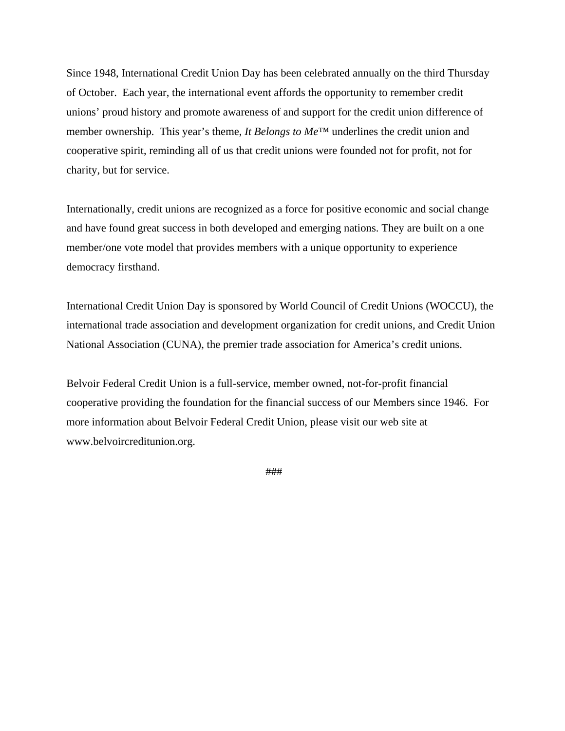Since 1948, International Credit Union Day has been celebrated annually on the third Thursday of October.  Each year, the international event affords the opportunity to remember credit unions' proud history and promote awareness of and support for the credit union difference of member ownership.  This year's theme, *It Belongs to Me*™ underlines the credit union and cooperative spirit, reminding all of us that credit unions were founded not for profit, not for charity, but for service.

Internationally, credit unions are recognized as a force for positive economic and social change and have found great success in both developed and emerging nations. They are built on a one member/one vote model that provides members with a unique opportunity to experience democracy firsthand.

International Credit Union Day is sponsored by World Council of Credit Unions (WOCCU), the international trade association and development organization for credit unions, and Credit Union National Association (CUNA), the premier trade association for America's credit unions.

Belvoir Federal Credit Union is a full-service, member owned, not-for-profit financial cooperative providing the foundation for the financial success of our Members since 1946.  For more information about Belvoir Federal Credit Union, please visit our web site at www.belvoircreditunion.org.

###